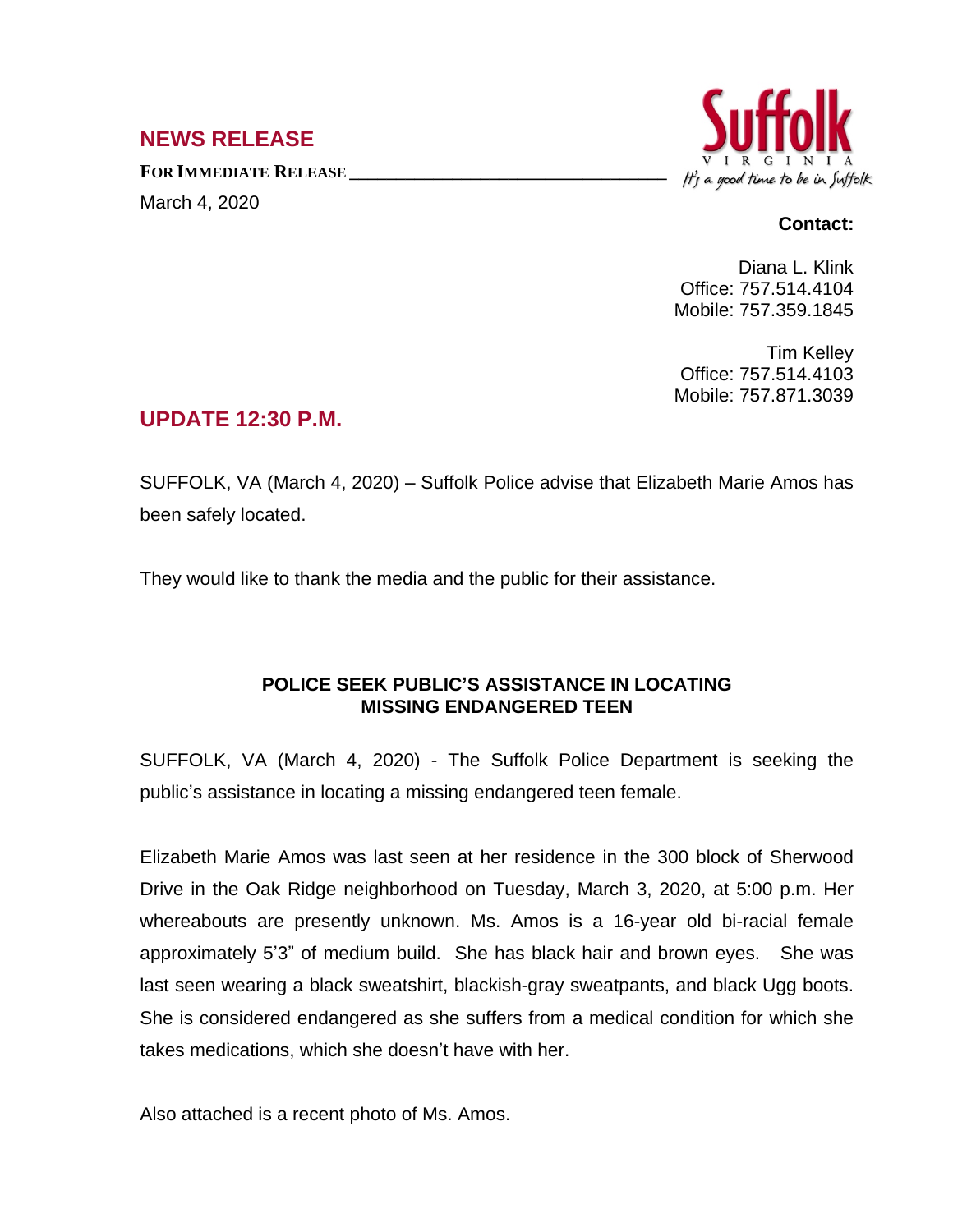## NEWS RELEASE

**FOR IMMEDIATE RELEASE**

March 4, 2020

Suffolk
VIRGINIA
It's a good time to be in Suffolk

**Contact:**

Diana L. Klink
Office: 757.514.4104
Mobile: 757.359.1845

Tim Kelley
Office: 757.514.4103
Mobile: 757.871.3039

## UPDATE 12:30 P.M.

SUFFOLK, VA (March 4, 2020) – Suffolk Police advise that Elizabeth Marie Amos has been safely located.

They would like to thank the media and the public for their assistance.

### POLICE SEEK PUBLIC'S ASSISTANCE IN LOCATING MISSING ENDANGERED TEEN

SUFFOLK, VA (March 4, 2020) - The Suffolk Police Department is seeking the public's assistance in locating a missing endangered teen female.

Elizabeth Marie Amos was last seen at her residence in the 300 block of Sherwood Drive in the Oak Ridge neighborhood on Tuesday, March 3, 2020, at 5:00 p.m. Her whereabouts are presently unknown. Ms. Amos is a 16-year old bi-racial female approximately 5'3" of medium build. She has black hair and brown eyes. She was last seen wearing a black sweatshirt, blackish-gray sweatpants, and black Ugg boots. She is considered endangered as she suffers from a medical condition for which she takes medications, which she doesn't have with her.

Also attached is a recent photo of Ms. Amos.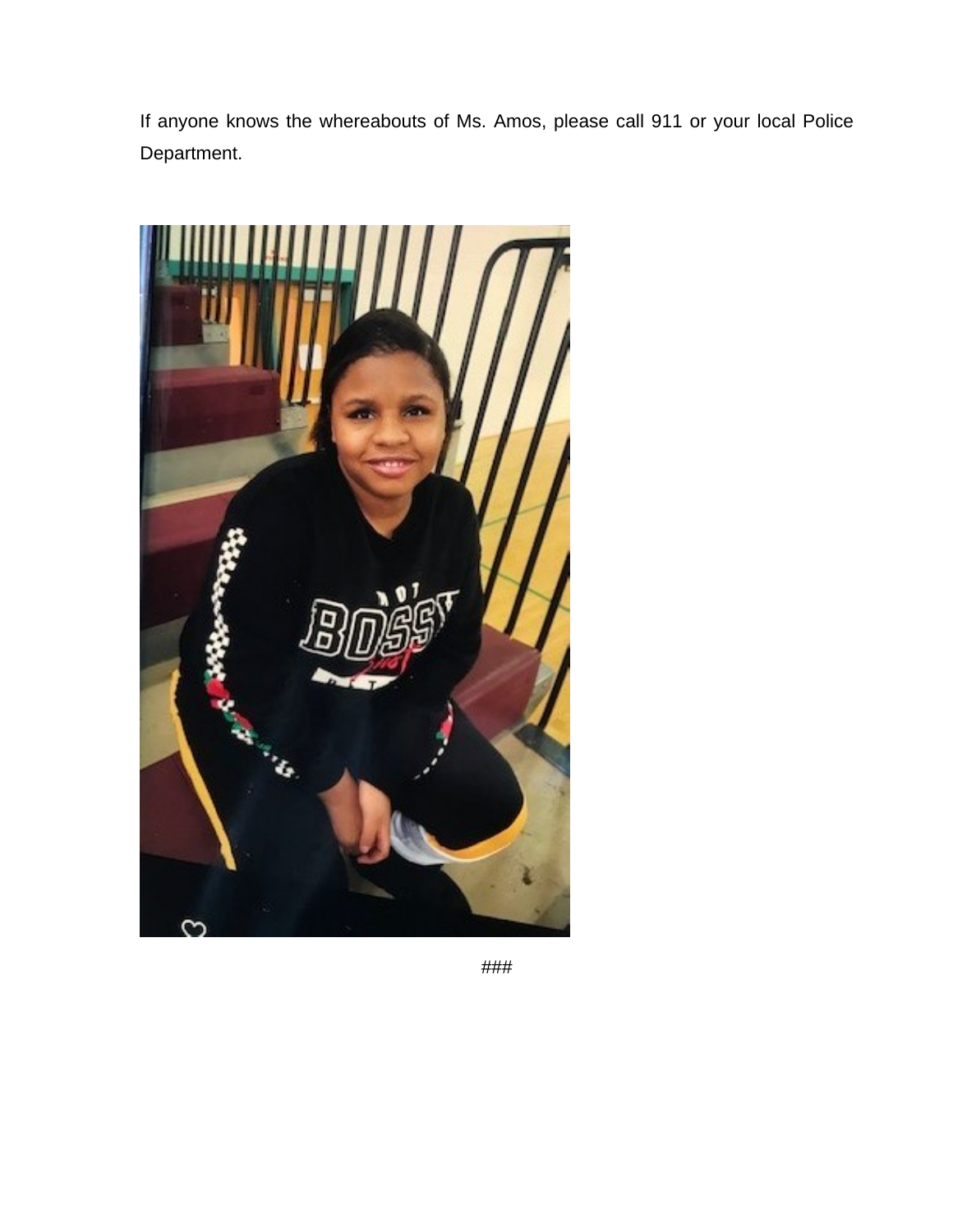If anyone knows the whereabouts of Ms. Amos, please call 911 or your local Police Department.

###